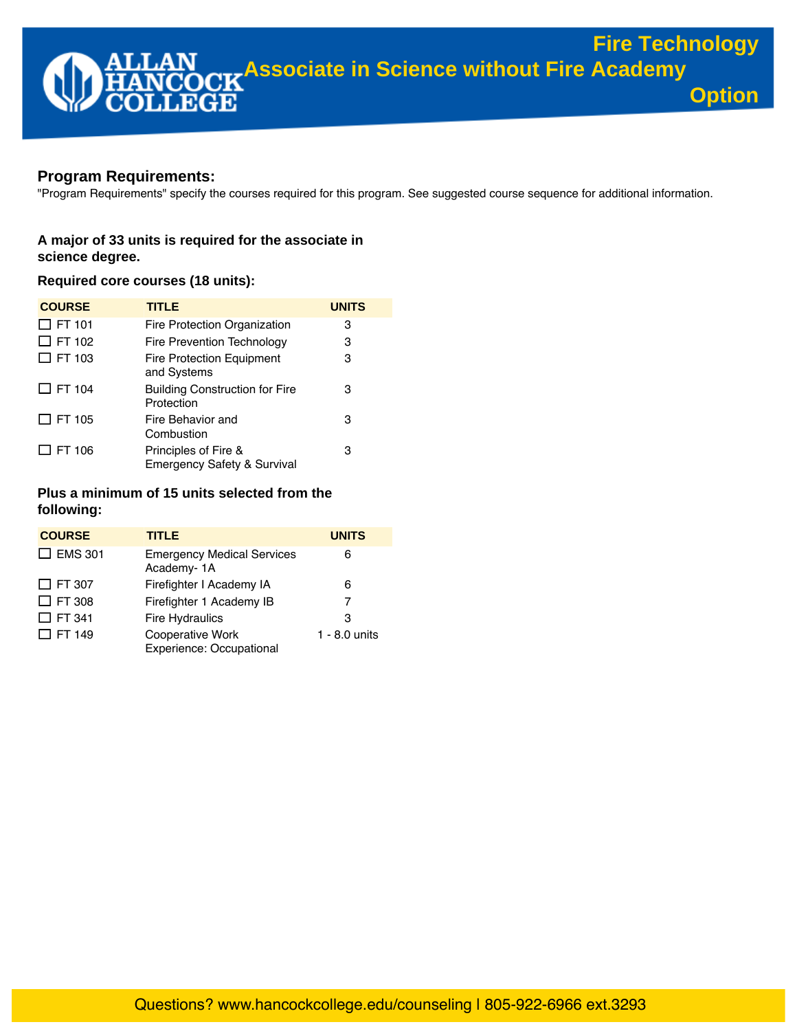# Fire Technology Associate in Science without Fire Academy Option

## Program Requirements:

"Program Requirements" specify the courses required for this program. See suggested course sequence for additional information.

**A major of 33 units is required for the associate in science degree.**

**Required core courses (18 units):**

| COURSE | TITLE | UNITS |
|---|---|---|
| ☐ FT 101 | Fire Protection Organization | 3 |
| ☐ FT 102 | Fire Prevention Technology | 3 |
| ☐ FT 103 | Fire Protection Equipment and Systems | 3 |
| ☐ FT 104 | Building Construction for Fire Protection | 3 |
| ☐ FT 105 | Fire Behavior and Combustion | 3 |
| ☐ FT 106 | Principles of Fire & Emergency Safety & Survival | 3 |

**Plus a minimum of 15 units selected from the following:**

| COURSE | TITLE | UNITS |
|---|---|---|
| ☐ EMS 301 | Emergency Medical Services Academy- 1A | 6 |
| ☐ FT 307 | Firefighter I Academy IA | 6 |
| ☐ FT 308 | Firefighter 1 Academy IB | 7 |
| ☐ FT 341 | Fire Hydraulics | 3 |
| ☐ FT 149 | Cooperative Work Experience: Occupational | 1 - 8.0 units |

Questions? www.hancockcollege.edu/counseling | 805-922-6966 ext.3293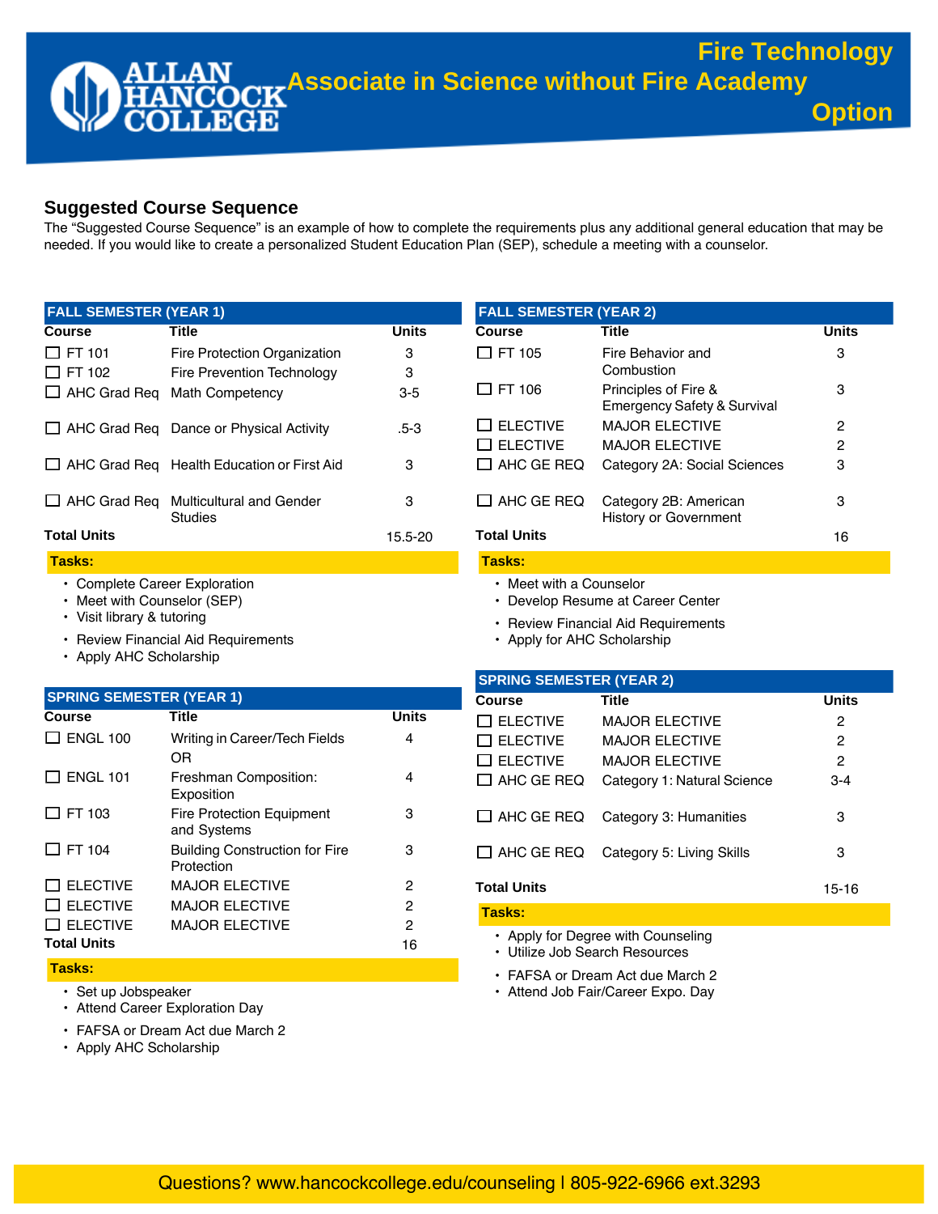# Fire Technology
## Associate in Science without Fire Academy Option

## Suggested Course Sequence

The "Suggested Course Sequence" is an example of how to complete the requirements plus any additional general education that may be needed. If you would like to create a personalized Student Education Plan (SEP), schedule a meeting with a counselor.

### FALL SEMESTER (YEAR 1)

| Course | Title | Units |
|---|---|---|
| ☐ FT 101 | Fire Protection Organization | 3 |
| ☐ FT 102 | Fire Prevention Technology | 3 |
| ☐ AHC Grad Req | Math Competency | 3-5 |
| ☐ AHC Grad Req | Dance or Physical Activity | .5-3 |
| ☐ AHC Grad Req | Health Education or First Aid | 3 |
| ☐ AHC Grad Req | Multicultural and Gender Studies | 3 |
| **Total Units** | | 15.5-20 |

**Tasks:**

- Complete Career Exploration
- Meet with Counselor (SEP)
- Visit library & tutoring
- Review Financial Aid Requirements
- Apply AHC Scholarship

### SPRING SEMESTER (YEAR 1)

| Course | Title | Units |
|---|---|---|
| ☐ ENGL 100 | Writing in Career/Tech Fields OR | 4 |
| ☐ ENGL 101 | Freshman Composition: Exposition | 4 |
| ☐ FT 103 | Fire Protection Equipment and Systems | 3 |
| ☐ FT 104 | Building Construction for Fire Protection | 3 |
| ☐ ELECTIVE | MAJOR ELECTIVE | 2 |
| ☐ ELECTIVE | MAJOR ELECTIVE | 2 |
| ☐ ELECTIVE | MAJOR ELECTIVE | 2 |
| **Total Units** | | 16 |

**Tasks:**

- Set up Jobspeaker
- Attend Career Exploration Day
- FAFSA or Dream Act due March 2
- Apply AHC Scholarship

### FALL SEMESTER (YEAR 2)

| Course | Title | Units |
|---|---|---|
| ☐ FT 105 | Fire Behavior and Combustion | 3 |
| ☐ FT 106 | Principles of Fire & Emergency Safety & Survival | 3 |
| ☐ ELECTIVE | MAJOR ELECTIVE | 2 |
| ☐ ELECTIVE | MAJOR ELECTIVE | 2 |
| ☐ AHC GE REQ | Category 2A: Social Sciences | 3 |
| ☐ AHC GE REQ | Category 2B: American History or Government | 3 |
| **Total Units** | | 16 |

**Tasks:**

- Meet with a Counselor
- Develop Resume at Career Center
- Review Financial Aid Requirements
- Apply for AHC Scholarship

### SPRING SEMESTER (YEAR 2)

| Course | Title | Units |
|---|---|---|
| ☐ ELECTIVE | MAJOR ELECTIVE | 2 |
| ☐ ELECTIVE | MAJOR ELECTIVE | 2 |
| ☐ ELECTIVE | MAJOR ELECTIVE | 2 |
| ☐ AHC GE REQ | Category 1: Natural Science | 3-4 |
| ☐ AHC GE REQ | Category 3: Humanities | 3 |
| ☐ AHC GE REQ | Category 5: Living Skills | 3 |
| **Total Units** | | 15-16 |

**Tasks:**

- Apply for Degree with Counseling
- Utilize Job Search Resources
- FAFSA or Dream Act due March 2
- Attend Job Fair/Career Expo. Day

Questions? www.hancockcollege.edu/counseling | 805-922-6966 ext.3293